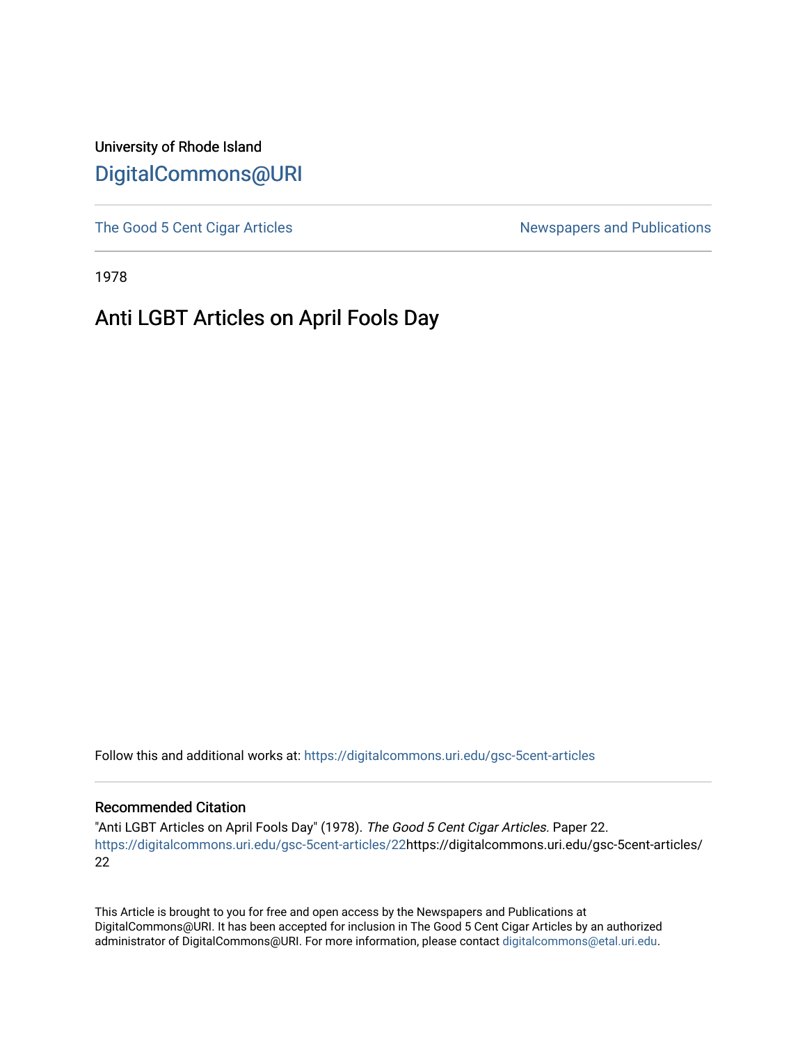University of Rhode Island

# DigitalCommons@URI

The Good 5 Cent Cigar Articles | Newspapers and Publications

1978

## Anti LGBT Articles on April Fools Day

Follow this and additional works at: https://digitalcommons.uri.edu/gsc-5cent-articles

### Recommended Citation

"Anti LGBT Articles on April Fools Day" (1978). *The Good 5 Cent Cigar Articles.* Paper 22.
https://digitalcommons.uri.edu/gsc-5cent-articles/22https://digitalcommons.uri.edu/gsc-5cent-articles/22

This Article is brought to you for free and open access by the Newspapers and Publications at DigitalCommons@URI. It has been accepted for inclusion in The Good 5 Cent Cigar Articles by an authorized administrator of DigitalCommons@URI. For more information, please contact digitalcommons@etal.uri.edu.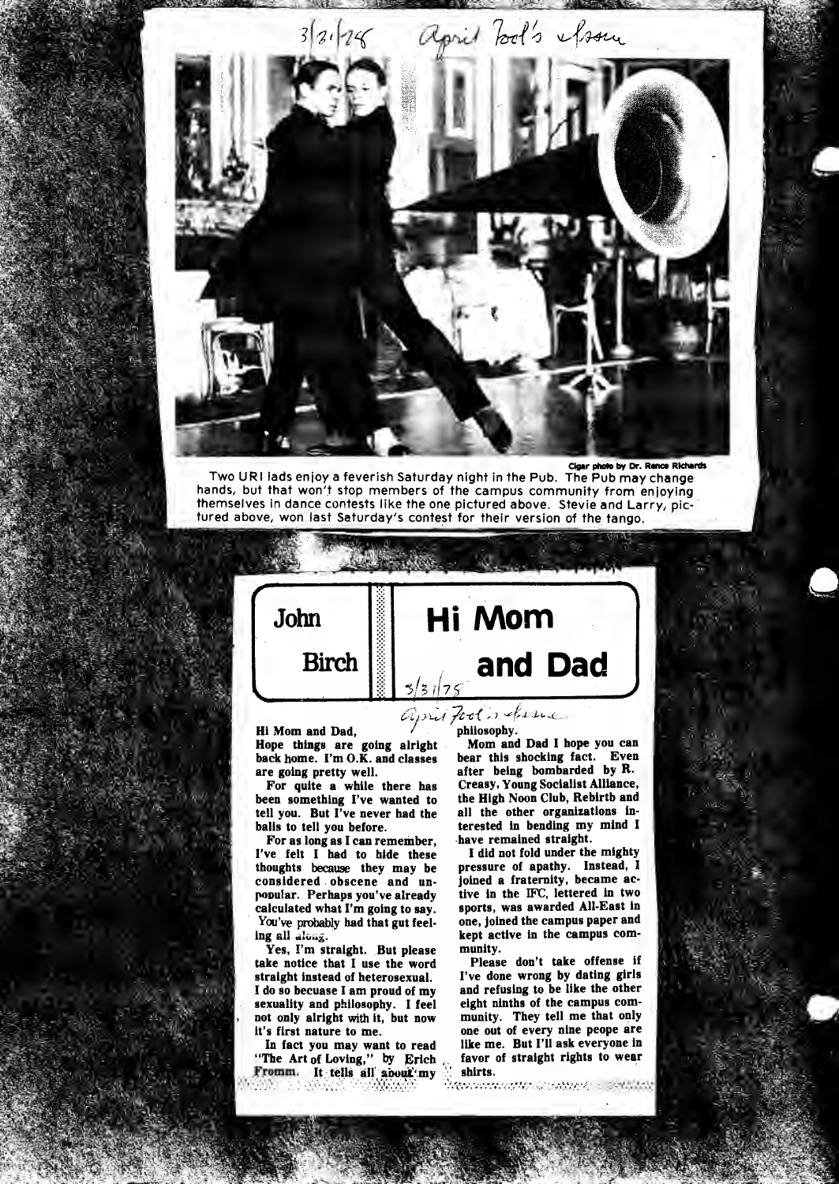3/31/78 April Fool's Issue

Cigar photo by Dr. Rance Richards

Two URI lads enjoy a feverish Saturday night in the Pub. The Pub may change hands, but that won't stop members of the campus community from enjoying themselves in dance contests like the one pictured above. Stevie and Larry, pictured above, won last Saturday's contest for their version of the tango.

# Hi Mom and Dad

**John Birch**

3/31/78 April Fool's Issue

**Hi Mom and Dad,**

**Hope things are going alright back home. I'm O.K. and classes are going pretty well.**

**For quite a while there has been something I've wanted to tell you. But I've never had the balls to tell you before.**

**For as long as I can remember, I've felt I had to hide these thoughts because they may be considered obscene and unpopular. Perhaps you've already calculated what I'm going to say. You've probably had that gut feeling all along.**

**Yes, I'm straight. But please take notice that I use the word straight instead of heterosexual. I do so becuase I am proud of my sexuality and philosophy. I feel not only alright with it, but now it's first nature to me.**

**In fact you may want to read "The Art of Loving," by Erich Fromm. It tells all about my philosophy.**

**Mom and Dad I hope you can bear this shocking fact. Even after being bombarded by R. Creasy, Young Socialist Alliance, the High Noon Club, Rebirtb and all the other organizations interested in bending my mind I have remained straight.**

**I did not fold under the mighty pressure of apathy. Instead, I joined a fraternity, became active in the IFC, lettered in two sports, was awarded All-East in one, joined the campus paper and kept active in the campus community.**

**Please don't take offense if I've done wrong by dating girls and refusing to be like the other eight ninths of the campus community. They tell me that only one out of every nine peope are like me. But I'll ask everyone in favor of straight rights to wear shirts.**